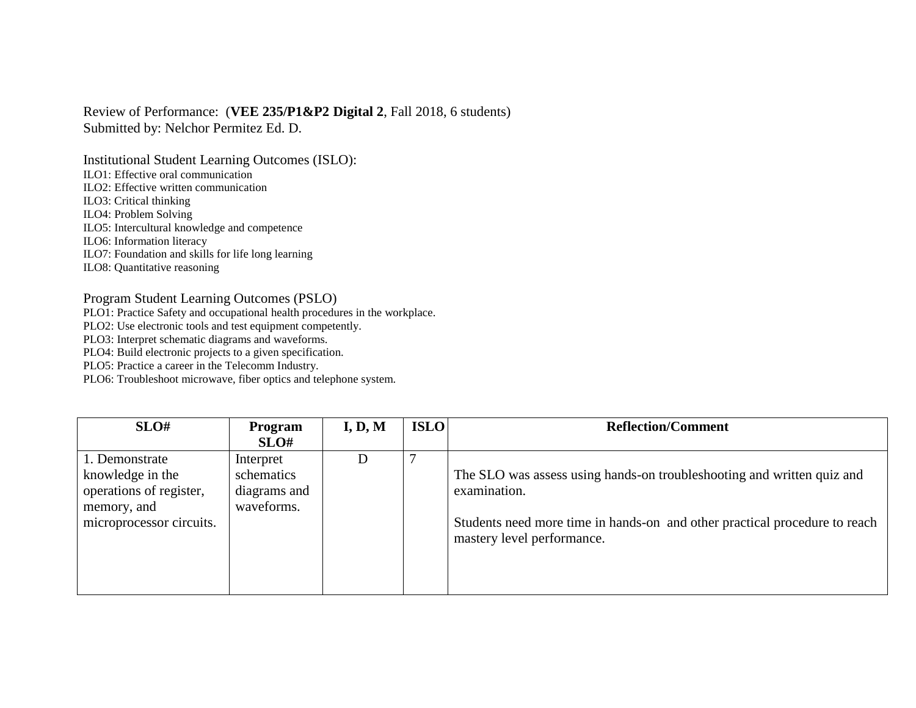Review of Performance: (**VEE 235/P1&P2 Digital 2**, Fall 2018, 6 students)
Submitted by: Nelchor Permitez Ed. D.

Institutional Student Learning Outcomes (ISLO):
ILO1: Effective oral communication
ILO2: Effective written communication
ILO3: Critical thinking
ILO4: Problem Solving
ILO5: Intercultural knowledge and competence
ILO6: Information literacy
ILO7: Foundation and skills for life long learning
ILO8: Quantitative reasoning

Program Student Learning Outcomes (PSLO)
PLO1: Practice Safety and occupational health procedures in the workplace.
PLO2: Use electronic tools and test equipment competently.
PLO3: Interpret schematic diagrams and waveforms.
PLO4: Build electronic projects to a given specification.
PLO5: Practice a career in the Telecomm Industry.
PLO6: Troubleshoot microwave, fiber optics and telephone system.

| SLO# | Program SLO# | I, D, M | ISLO | Reflection/Comment |
|---|---|---|---|---|
| 1. Demonstrate knowledge in the operations of register, memory, and microprocessor circuits. | Interpret schematics diagrams and waveforms. | D | 7 | The SLO was assess using hands-on troubleshooting and written quiz and examination.<br><br>Students need more time in hands-on and other practical procedure to reach mastery level performance. |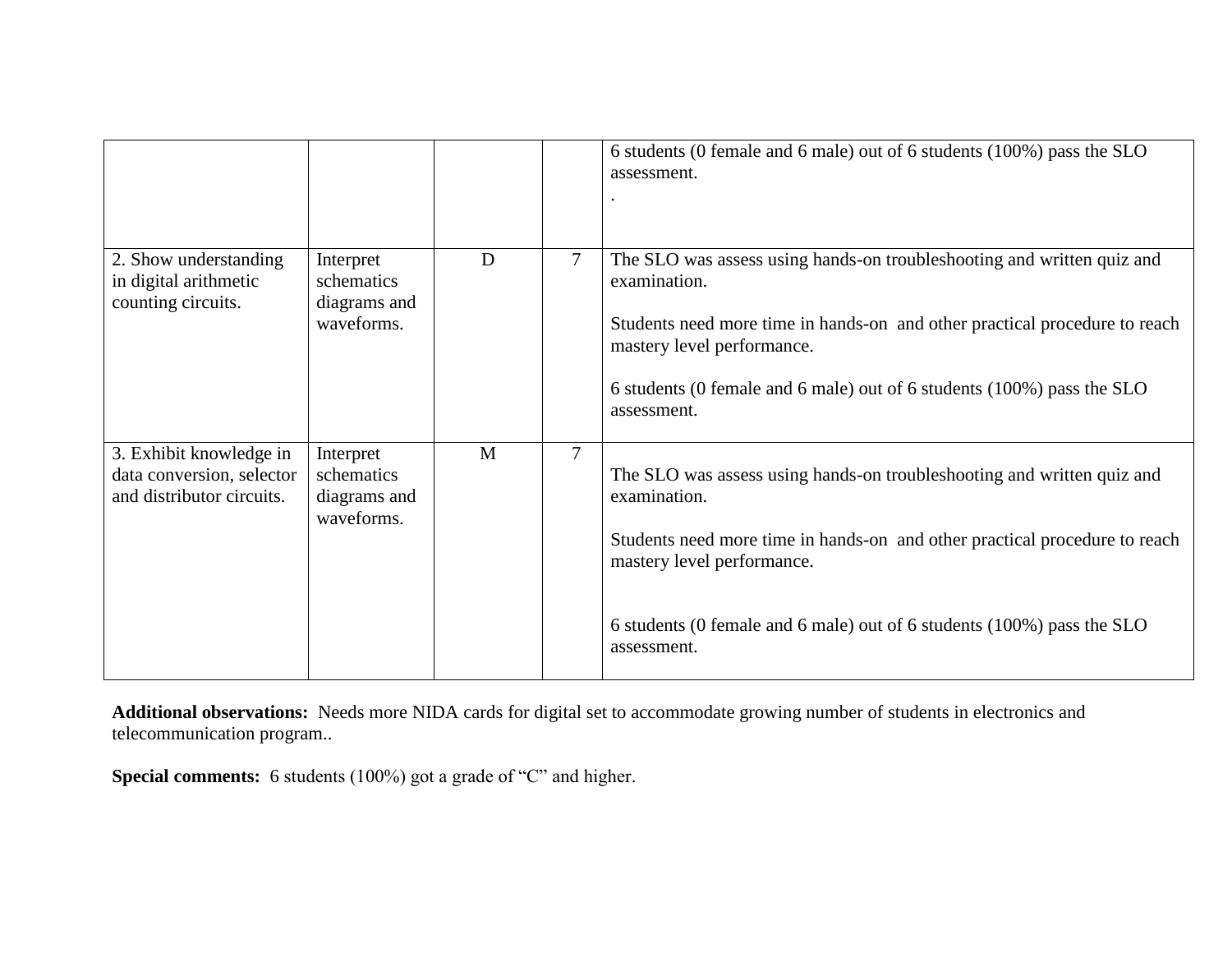| | | | | |
|---|---|---|---|---|
| | | | | 6 students (0 female and 6 male) out of 6 students (100%) pass the SLO assessment.<br>. |
| 2. Show understanding in digital arithmetic counting circuits. | Interpret schematics diagrams and waveforms. | D | 7 | The SLO was assess using hands-on troubleshooting and written quiz and examination.<br><br>Students need more time in hands-on and other practical procedure to reach mastery level performance.<br><br>6 students (0 female and 6 male) out of 6 students (100%) pass the SLO assessment. |
| 3. Exhibit knowledge in data conversion, selector and distributor circuits. | Interpret schematics diagrams and waveforms. | M | 7 | The SLO was assess using hands-on troubleshooting and written quiz and examination.<br><br>Students need more time in hands-on and other practical procedure to reach mastery level performance.<br><br>6 students (0 female and 6 male) out of 6 students (100%) pass the SLO assessment. |

**Additional observations:** Needs more NIDA cards for digital set to accommodate growing number of students in electronics and telecommunication program..

**Special comments:** 6 students (100%) got a grade of "C" and higher.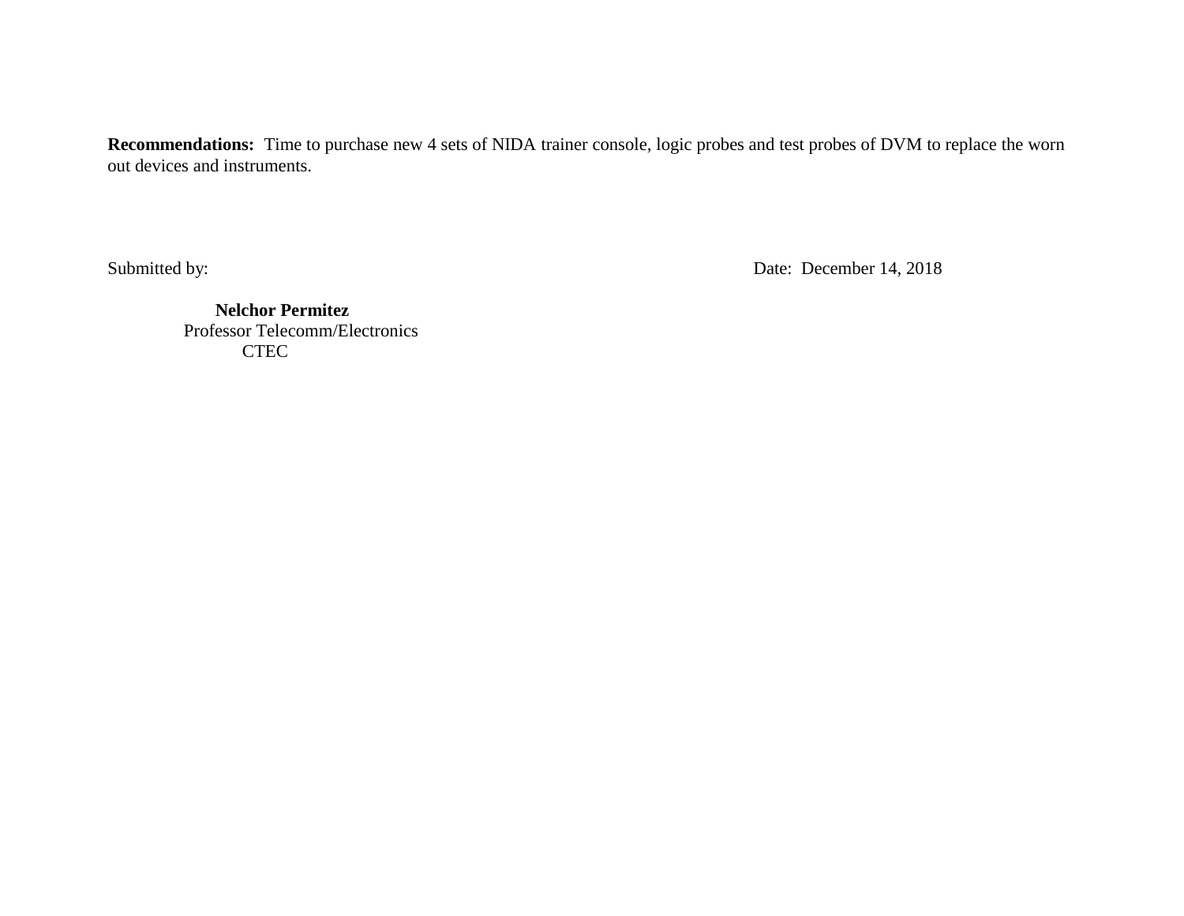**Recommendations:** Time to purchase new 4 sets of NIDA trainer console, logic probes and test probes of DVM to replace the worn out devices and instruments.

Submitted by: Date: December 14, 2018

**Nelchor Permitez**
Professor Telecomm/Electronics
CTEC